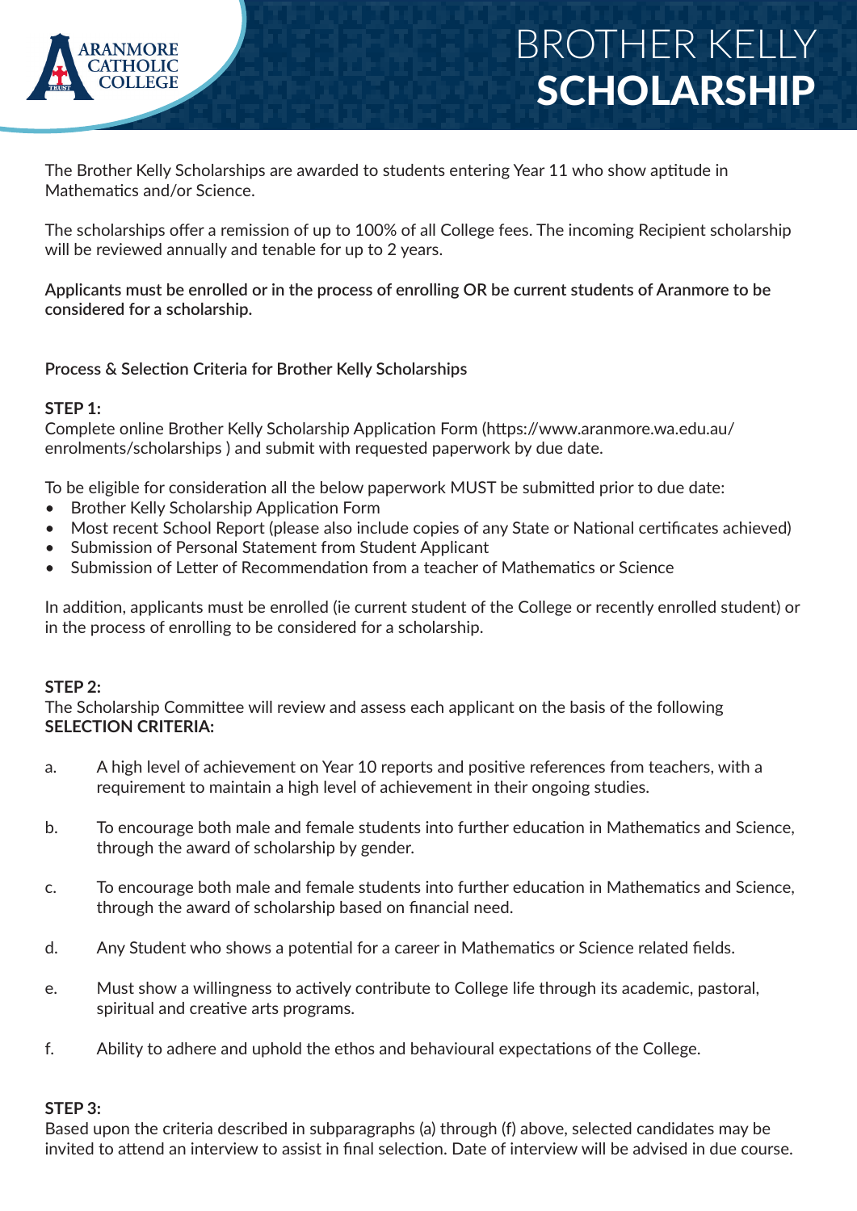ARANMORE CATHOLIC COLLEGE

# BROTHER KELLY **SCHOLARSHIP**

The Brother Kelly Scholarships are awarded to students entering Year 11 who show aptitude in Mathematics and/or Science.

The scholarships offer a remission of up to 100% of all College fees. The incoming Recipient scholarship will be reviewed annually and tenable for up to 2 years.

**Applicants must be enrolled or in the process of enrolling OR be current students of Aranmore to be considered for a scholarship.**

## Process & Selection Criteria for Brother Kelly Scholarships

**STEP 1:**
Complete online Brother Kelly Scholarship Application Form (https://www.aranmore.wa.edu.au/enrolments/scholarships ) and submit with requested paperwork by due date.

To be eligible for consideration all the below paperwork MUST be submitted prior to due date:

- Brother Kelly Scholarship Application Form
- Most recent School Report (please also include copies of any State or National certificates achieved)
- Submission of Personal Statement from Student Applicant
- Submission of Letter of Recommendation from a teacher of Mathematics or Science

In addition, applicants must be enrolled (ie current student of the College or recently enrolled student) or in the process of enrolling to be considered for a scholarship.

**STEP 2:**
The Scholarship Committee will review and assess each applicant on the basis of the following **SELECTION CRITERIA:**

a. A high level of achievement on Year 10 reports and positive references from teachers, with a requirement to maintain a high level of achievement in their ongoing studies.

b. To encourage both male and female students into further education in Mathematics and Science, through the award of scholarship by gender.

c. To encourage both male and female students into further education in Mathematics and Science, through the award of scholarship based on financial need.

d. Any Student who shows a potential for a career in Mathematics or Science related fields.

e. Must show a willingness to actively contribute to College life through its academic, pastoral, spiritual and creative arts programs.

f. Ability to adhere and uphold the ethos and behavioural expectations of the College.

**STEP 3:**
Based upon the criteria described in subparagraphs (a) through (f) above, selected candidates may be invited to attend an interview to assist in final selection. Date of interview will be advised in due course.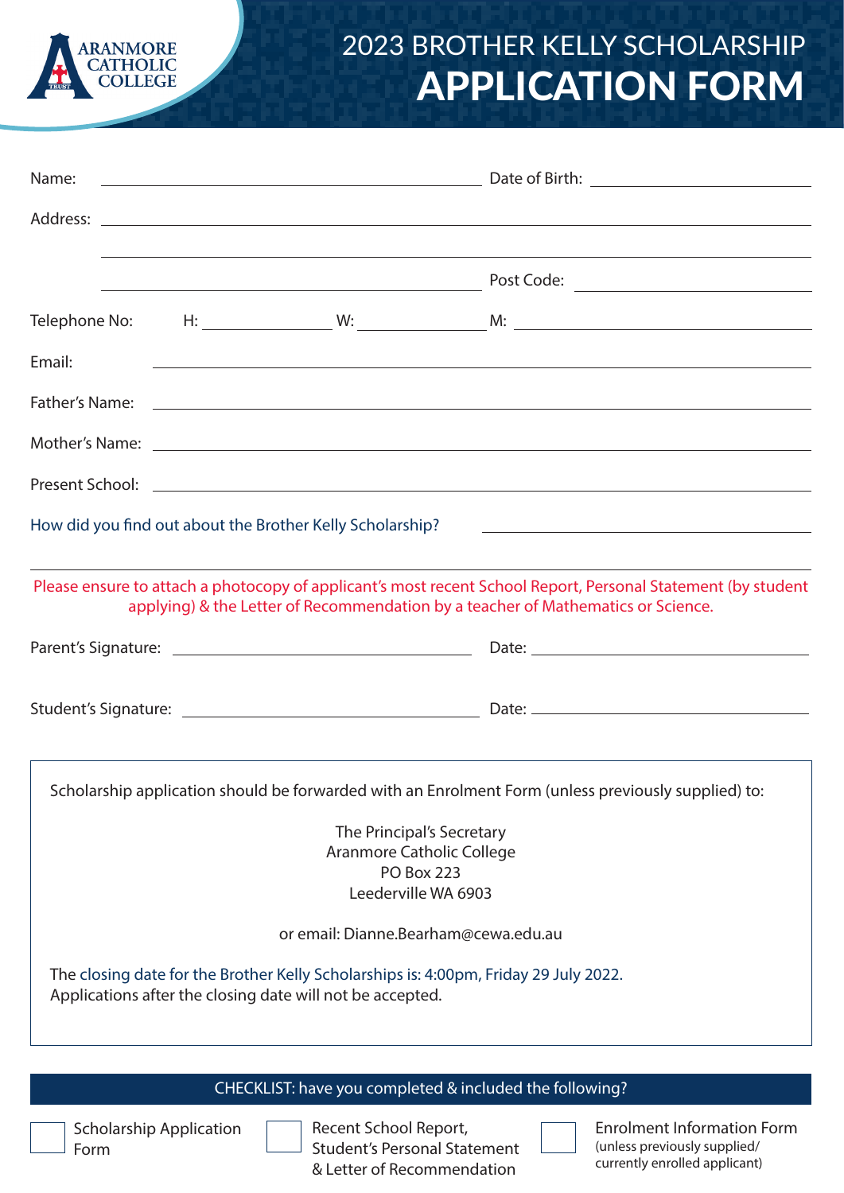ARANMORE CATHOLIC COLLEGE

# 2023 BROTHER KELLY SCHOLARSHIP
# APPLICATION FORM

Name: ______________________________ Date of Birth: ____________________

Address: ______________________________________________________________

______________________________________________________________

______________________________ Post Code: ____________________

Telephone No: H: ____________ W: ____________ M: ____________________

Email: ______________________________________________________________

Father's Name: ______________________________________________________

Mother's Name: ______________________________________________________

Present School: ______________________________________________________

How did you find out about the Brother Kelly Scholarship? ____________________

______________________________________________________________

Please ensure to attach a photocopy of applicant's most recent School Report, Personal Statement (by student applying) & the Letter of Recommendation by a teacher of Mathematics or Science.

Parent's Signature: ______________________________ Date: ____________________

Student's Signature: ______________________________ Date: ____________________

---

Scholarship application should be forwarded with an Enrolment Form (unless previously supplied) to:

The Principal's Secretary
Aranmore Catholic College
PO Box 223
Leederville WA 6903

or email: Dianne.Bearham@cewa.edu.au

The closing date for the Brother Kelly Scholarships is: 4:00pm, Friday 29 July 2022.
Applications after the closing date will not be accepted.

---

**CHECKLIST: have you completed & included the following?**

- ☐ Scholarship Application Form
- ☐ Recent School Report, Student's Personal Statement & Letter of Recommendation
- ☐ Enrolment Information Form (unless previously supplied/ currently enrolled applicant)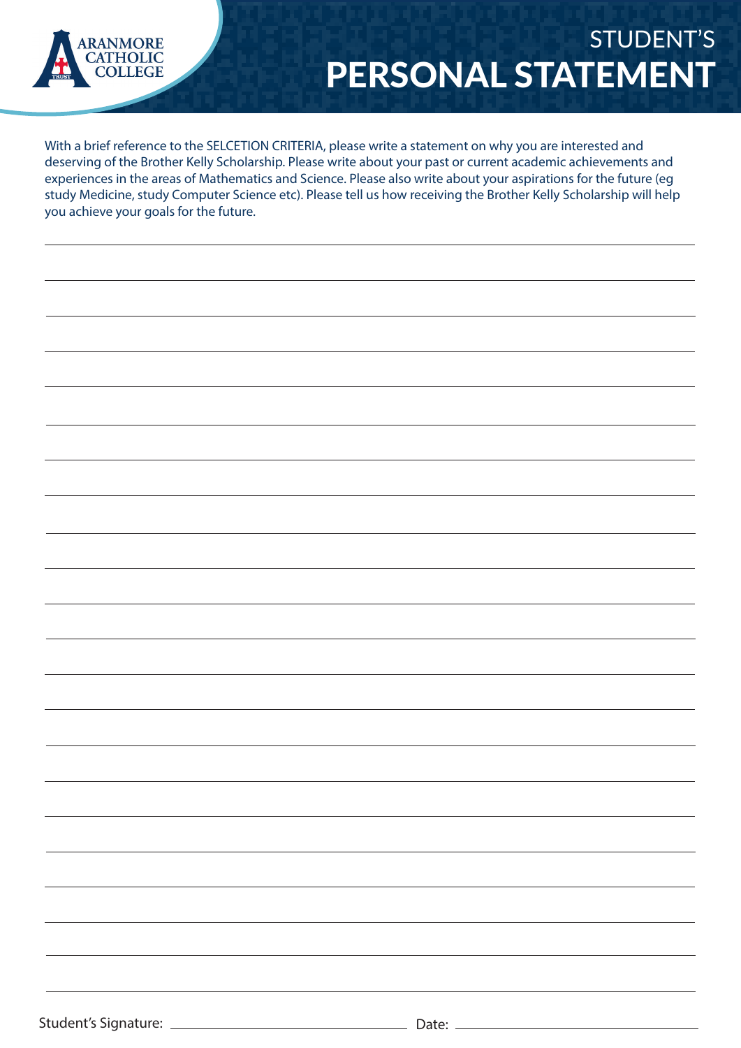ARANMORE CATHOLIC COLLEGE

# STUDENT'S PERSONAL STATEMENT

With a brief reference to the SELCETION CRITERIA, please write a statement on why you are interested and deserving of the Brother Kelly Scholarship. Please write about your past or current academic achievements and experiences in the areas of Mathematics and Science. Please also write about your aspirations for the future (eg study Medicine, study Computer Science etc). Please tell us how receiving the Brother Kelly Scholarship will help you achieve your goals for the future.

______________________________________________________________________

______________________________________________________________________

______________________________________________________________________

______________________________________________________________________

______________________________________________________________________

______________________________________________________________________

______________________________________________________________________

______________________________________________________________________

______________________________________________________________________

______________________________________________________________________

______________________________________________________________________

______________________________________________________________________

______________________________________________________________________

______________________________________________________________________

______________________________________________________________________

______________________________________________________________________

______________________________________________________________________

______________________________________________________________________

______________________________________________________________________

______________________________________________________________________

______________________________________________________________________

Student's Signature: ______________________ Date: ______________________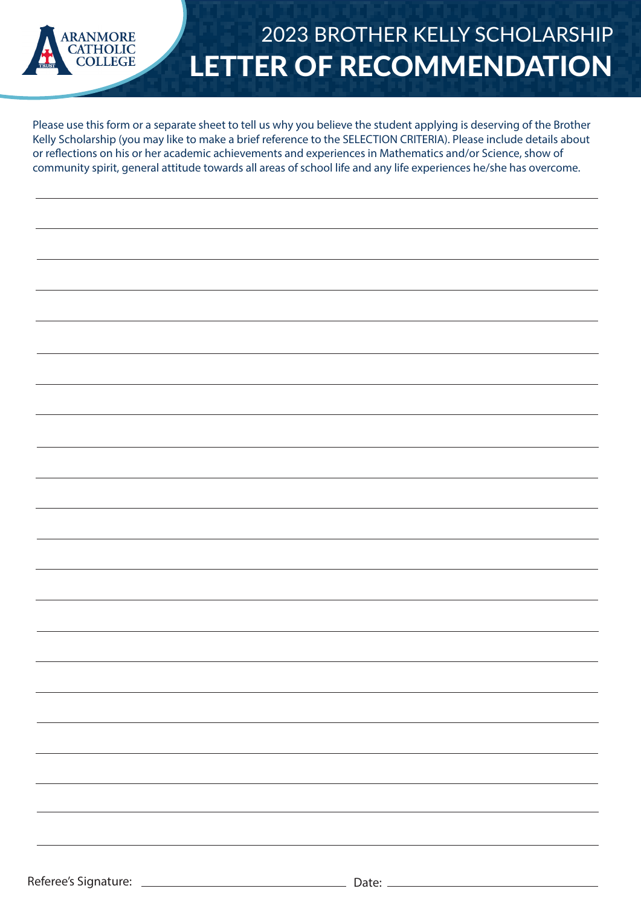ARANMORE CATHOLIC COLLEGE

# 2023 BROTHER KELLY SCHOLARSHIP
# LETTER OF RECOMMENDATION

Please use this form or a separate sheet to tell us why you believe the student applying is deserving of the Brother Kelly Scholarship (you may like to make a brief reference to the SELECTION CRITERIA). Please include details about or reflections on his or her academic achievements and experiences in Mathematics and/or Science, show of community spirit, general attitude towards all areas of school life and any life experiences he/she has overcome.

\_\_\_\_\_\_\_\_\_\_\_\_\_\_\_\_\_\_\_\_\_\_\_\_\_\_\_\_\_\_\_\_\_\_\_\_\_\_\_\_\_\_\_\_\_\_\_\_\_\_\_\_\_\_\_\_\_\_\_\_

\_\_\_\_\_\_\_\_\_\_\_\_\_\_\_\_\_\_\_\_\_\_\_\_\_\_\_\_\_\_\_\_\_\_\_\_\_\_\_\_\_\_\_\_\_\_\_\_\_\_\_\_\_\_\_\_\_\_\_\_

\_\_\_\_\_\_\_\_\_\_\_\_\_\_\_\_\_\_\_\_\_\_\_\_\_\_\_\_\_\_\_\_\_\_\_\_\_\_\_\_\_\_\_\_\_\_\_\_\_\_\_\_\_\_\_\_\_\_\_\_

\_\_\_\_\_\_\_\_\_\_\_\_\_\_\_\_\_\_\_\_\_\_\_\_\_\_\_\_\_\_\_\_\_\_\_\_\_\_\_\_\_\_\_\_\_\_\_\_\_\_\_\_\_\_\_\_\_\_\_\_

\_\_\_\_\_\_\_\_\_\_\_\_\_\_\_\_\_\_\_\_\_\_\_\_\_\_\_\_\_\_\_\_\_\_\_\_\_\_\_\_\_\_\_\_\_\_\_\_\_\_\_\_\_\_\_\_\_\_\_\_

Referee's Signature: \_\_\_\_\_\_\_\_\_\_\_\_\_\_\_\_\_\_\_\_\_\_\_\_\_\_\_\_ Date: \_\_\_\_\_\_\_\_\_\_\_\_\_\_\_\_\_\_\_\_